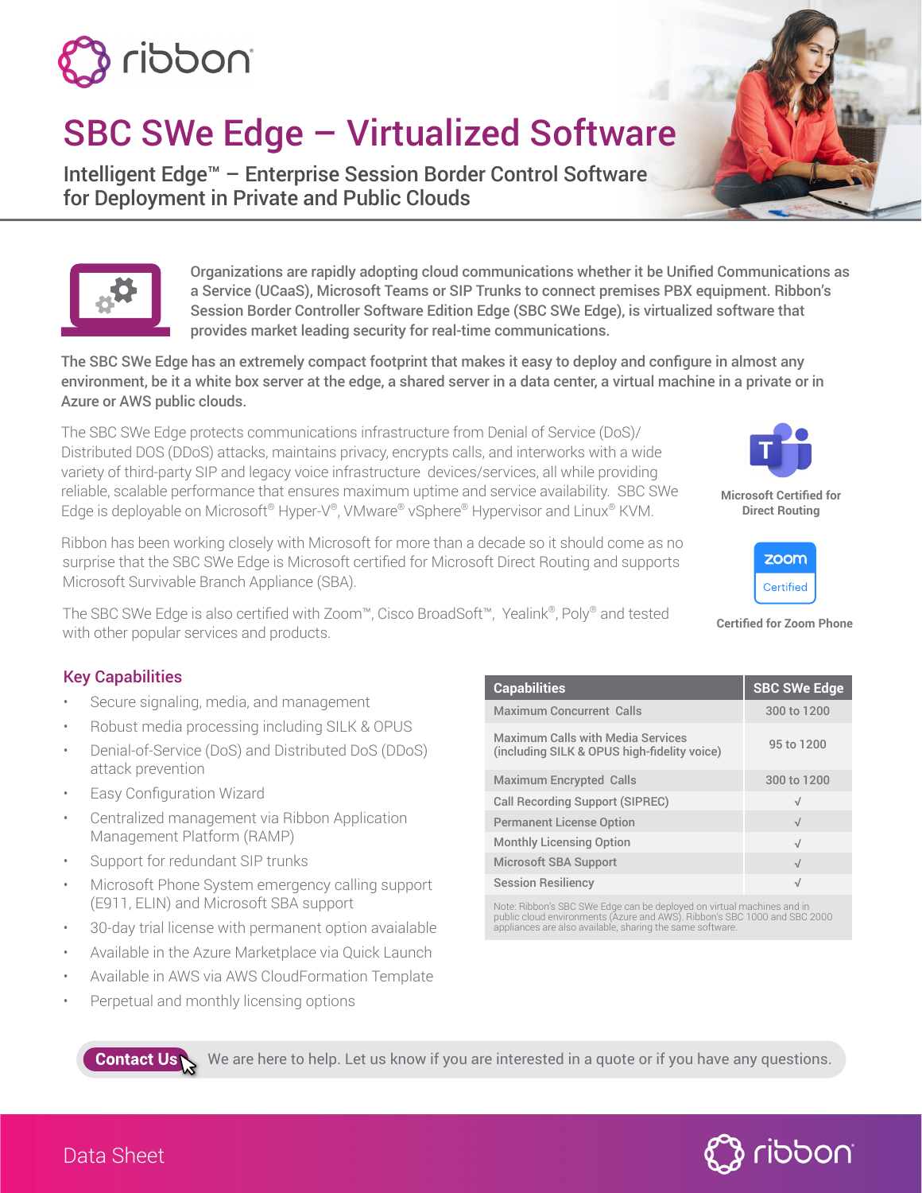# SBC SWe Edge – Virtualized Software

## Intelligent Edge™ – Enterprise Session Border Control Software for Deployment in Private and Public Clouds

**Organizations are rapidly adopting cloud communications whether it be Unified Communications as a Service (UCaaS), Microsoft Teams or SIP Trunks to connect premises PBX equipment. Ribbon's Session Border Controller Software Edition Edge (SBC SWe Edge), is virtualized software that provides market leading security for real-time communications.**

**The SBC SWe Edge has an extremely compact footprint that makes it easy to deploy and configure in almost any environment, be it a white box server at the edge, a shared server in a data center, a virtual machine in a private or in Azure or AWS public clouds.**

The SBC SWe Edge protects communications infrastructure from Denial of Service (DoS)/ Distributed DOS (DDoS) attacks, maintains privacy, encrypts calls, and interworks with a wide variety of third-party SIP and legacy voice infrastructure devices/services, all while providing reliable, scalable performance that ensures maximum uptime and service availability. SBC SWe Edge is deployable on Microsoft® Hyper-V®, VMware® vSphere® Hypervisor and Linux® KVM.

Ribbon has been working closely with Microsoft for more than a decade so it should come as no surprise that the SBC SWe Edge is Microsoft certified for Microsoft Direct Routing and supports Microsoft Survivable Branch Appliance (SBA).

The SBC SWe Edge is also certified with Zoom™, Cisco BroadSoft™, Yealink®, Poly® and tested with other popular services and products.

**Microsoft Certified for Direct Routing**

zoom Certified

**Certified for Zoom Phone**

## Key Capabilities

- Secure signaling, media, and management
- Robust media processing including SILK & OPUS
- Denial-of-Service (DoS) and Distributed DoS (DDoS) attack prevention
- Easy Configuration Wizard
- Centralized management via Ribbon Application Management Platform (RAMP)
- Support for redundant SIP trunks
- Microsoft Phone System emergency calling support (E911, ELIN) and Microsoft SBA support
- 30-day trial license with permanent option avaialable
- Available in the Azure Marketplace via Quick Launch
- Available in AWS via AWS CloudFormation Template
- Perpetual and monthly licensing options

| Capabilities | SBC SWe Edge |
|---|---|
| Maximum Concurrent Calls | 300 to 1200 |
| Maximum Calls with Media Services (including SILK & OPUS high-fidelity voice) | 95 to 1200 |
| Maximum Encrypted Calls | 300 to 1200 |
| Call Recording Support (SIPREC) | √ |
| Permanent License Option | √ |
| Monthly Licensing Option | √ |
| Microsoft SBA Support | √ |
| Session Resiliency | √ |

Note: Ribbon's SBC SWe Edge can be deployed on virtual machines and in public cloud environments (Azure and AWS). Ribbon's SBC 1000 and SBC 2000 appliances are also available, sharing the same software.

**Contact Us** We are here to help. Let us know if you are interested in a quote or if you have any questions.

Data Sheet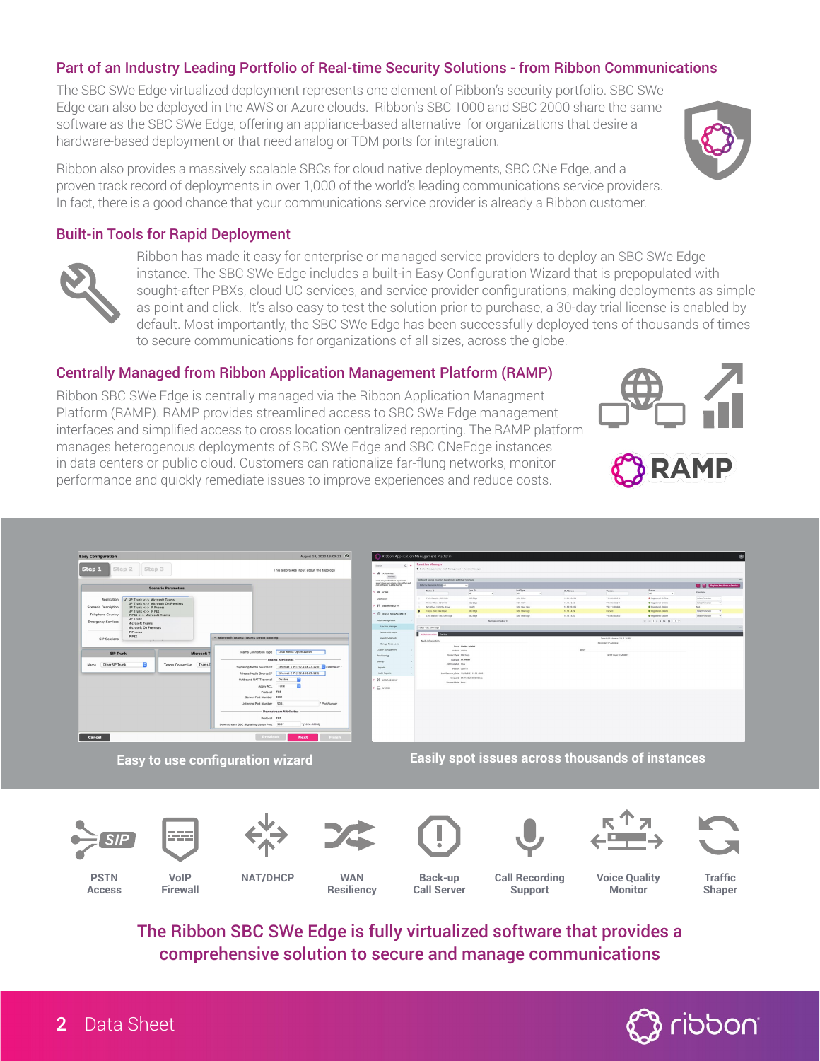## Part of an Industry Leading Portfolio of Real-time Security Solutions - from Ribbon Communications

The SBC SWe Edge virtualized deployment represents one element of Ribbon's security portfolio. SBC SWe Edge can also be deployed in the AWS or Azure clouds. Ribbon's SBC 1000 and SBC 2000 share the same software as the SBC SWe Edge, offering an appliance-based alternative for organizations that desire a hardware-based deployment or that need analog or TDM ports for integration.

Ribbon also provides a massively scalable SBCs for cloud native deployments, SBC CNe Edge, and a proven track record of deployments in over 1,000 of the world's leading communications service providers. In fact, there is a good chance that your communications service provider is already a Ribbon customer.

## Built-in Tools for Rapid Deployment

Ribbon has made it easy for enterprise or managed service providers to deploy an SBC SWe Edge instance. The SBC SWe Edge includes a built-in Easy Configuration Wizard that is prepopulated with sought-after PBXs, cloud UC services, and service provider configurations, making deployments as simple as point and click. It's also easy to test the solution prior to purchase, a 30-day trial license is enabled by default. Most importantly, the SBC SWe Edge has been successfully deployed tens of thousands of times to secure communications for organizations of all sizes, across the globe.

## Centrally Managed from Ribbon Application Management Platform (RAMP)

Ribbon SBC SWe Edge is centrally managed via the Ribbon Application Managment Platform (RAMP). RAMP provides streamlined access to SBC SWe Edge management interfaces and simplified access to cross location centralized reporting. The RAMP platform manages heterogenous deployments of SBC SWe Edge and SBC CNeEdge instances in data centers or public cloud. Customers can rationalize far-flung networks, monitor performance and quickly remediate issues to improve experiences and reduce costs.

Easy to use configuration wizard

Easily spot issues across thousands of instances

PSTN Access | VoIP Firewall | NAT/DHCP | WAN Resiliency | Back-up Call Server | Call Recording Support | Voice Quality Monitor | Traffic Shaper

**The Ribbon SBC SWe Edge is fully virtualized software that provides a comprehensive solution to secure and manage communications**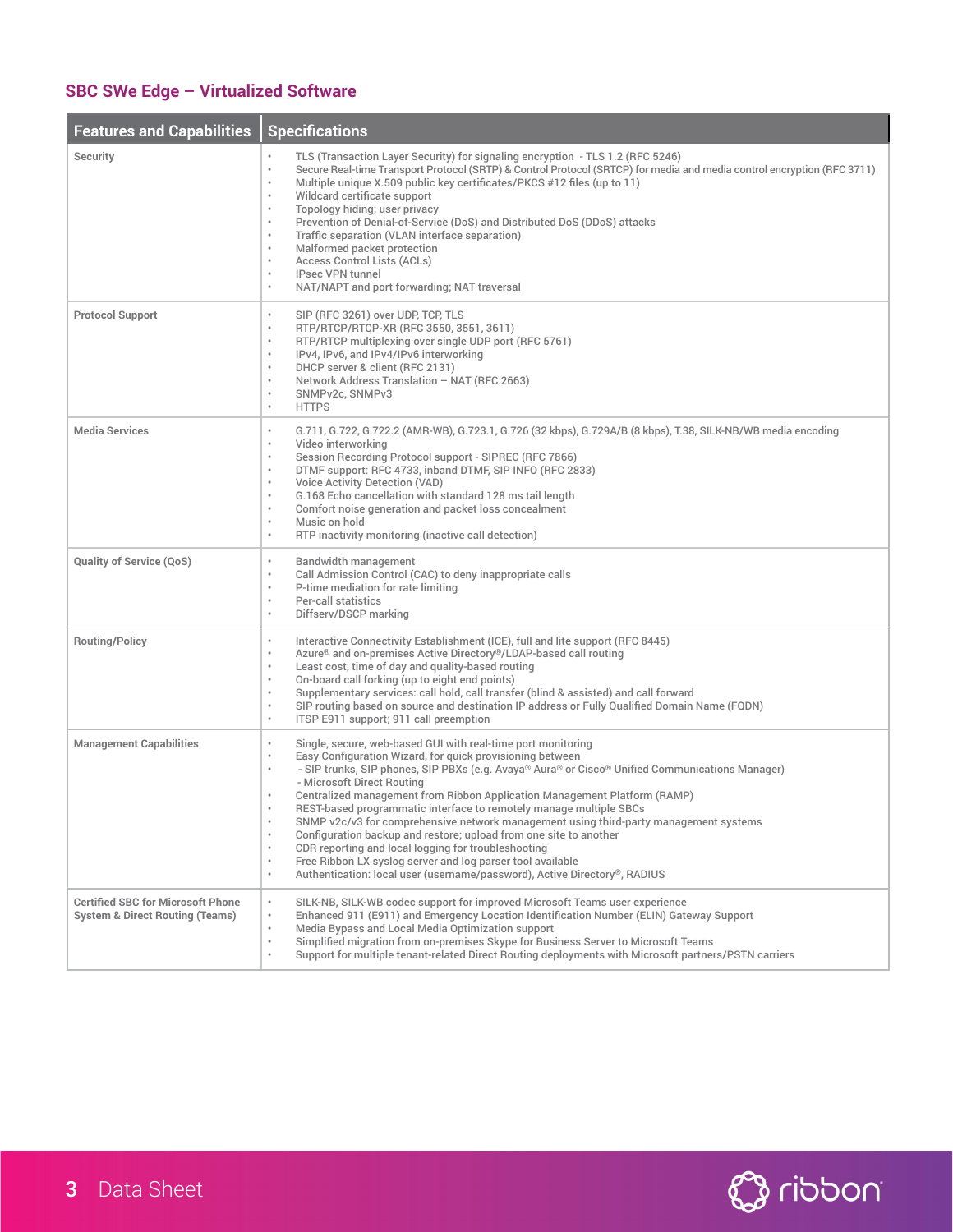## SBC SWe Edge – Virtualized Software

| Features and Capabilities | Specifications |
| --- | --- |
| Security | • TLS (Transaction Layer Security) for signaling encryption - TLS 1.2 (RFC 5246)<br>• Secure Real-time Transport Protocol (SRTP) & Control Protocol (SRTCP) for media and media control encryption (RFC 3711)<br>• Multiple unique X.509 public key certificates/PKCS #12 files (up to 11)<br>• Wildcard certificate support<br>• Topology hiding; user privacy<br>• Prevention of Denial-of-Service (DoS) and Distributed DoS (DDoS) attacks<br>• Traffic separation (VLAN interface separation)<br>• Malformed packet protection<br>• Access Control Lists (ACLs)<br>• IPsec VPN tunnel<br>• NAT/NAPT and port forwarding; NAT traversal |
| Protocol Support | • SIP (RFC 3261) over UDP, TCP, TLS<br>• RTP/RTCP/RTCP-XR (RFC 3550, 3551, 3611)<br>• RTP/RTCP multiplexing over single UDP port (RFC 5761)<br>• IPv4, IPv6, and IPv4/IPv6 interworking<br>• DHCP server & client (RFC 2131)<br>• Network Address Translation – NAT (RFC 2663)<br>• SNMPv2c, SNMPv3<br>• HTTPS |
| Media Services | • G.711, G.722, G.722.2 (AMR-WB), G.723.1, G.726 (32 kbps), G.729A/B (8 kbps), T.38, SILK-NB/WB media encoding<br>• Video interworking<br>• Session Recording Protocol support - SIPREC (RFC 7866)<br>• DTMF support: RFC 4733, inband DTMF, SIP INFO (RFC 2833)<br>• Voice Activity Detection (VAD)<br>• G.168 Echo cancellation with standard 128 ms tail length<br>• Comfort noise generation and packet loss concealment<br>• Music on hold<br>• RTP inactivity monitoring (inactive call detection) |
| Quality of Service (QoS) | • Bandwidth management<br>• Call Admission Control (CAC) to deny inappropriate calls<br>• P-time mediation for rate limiting<br>• Per-call statistics<br>• Diffserv/DSCP marking |
| Routing/Policy | • Interactive Connectivity Establishment (ICE), full and lite support (RFC 8445)<br>• Azure® and on-premises Active Directory®/LDAP-based call routing<br>• Least cost, time of day and quality-based routing<br>• On-board call forking (up to eight end points)<br>• Supplementary services: call hold, call transfer (blind & assisted) and call forward<br>• SIP routing based on source and destination IP address or Fully Qualified Domain Name (FQDN)<br>• ITSP E911 support; 911 call preemption |
| Management Capabilities | • Single, secure, web-based GUI with real-time port monitoring<br>• Easy Configuration Wizard, for quick provisioning between<br>• - SIP trunks, SIP phones, SIP PBXs (e.g. Avaya® Aura® or Cisco® Unified Communications Manager)<br>- Microsoft Direct Routing<br>• Centralized management from Ribbon Application Management Platform (RAMP)<br>• REST-based programmatic interface to remotely manage multiple SBCs<br>• SNMP v2c/v3 for comprehensive network management using third-party management systems<br>• Configuration backup and restore; upload from one site to another<br>• CDR reporting and local logging for troubleshooting<br>• Free Ribbon LX syslog server and log parser tool available<br>• Authentication: local user (username/password), Active Directory®, RADIUS |
| Certified SBC for Microsoft Phone System & Direct Routing (Teams) | • SILK-NB, SILK-WB codec support for improved Microsoft Teams user experience<br>• Enhanced 911 (E911) and Emergency Location Identification Number (ELIN) Gateway Support<br>• Media Bypass and Local Media Optimization support<br>• Simplified migration from on-premises Skype for Business Server to Microsoft Teams<br>• Support for multiple tenant-related Direct Routing deployments with Microsoft partners/PSTN carriers |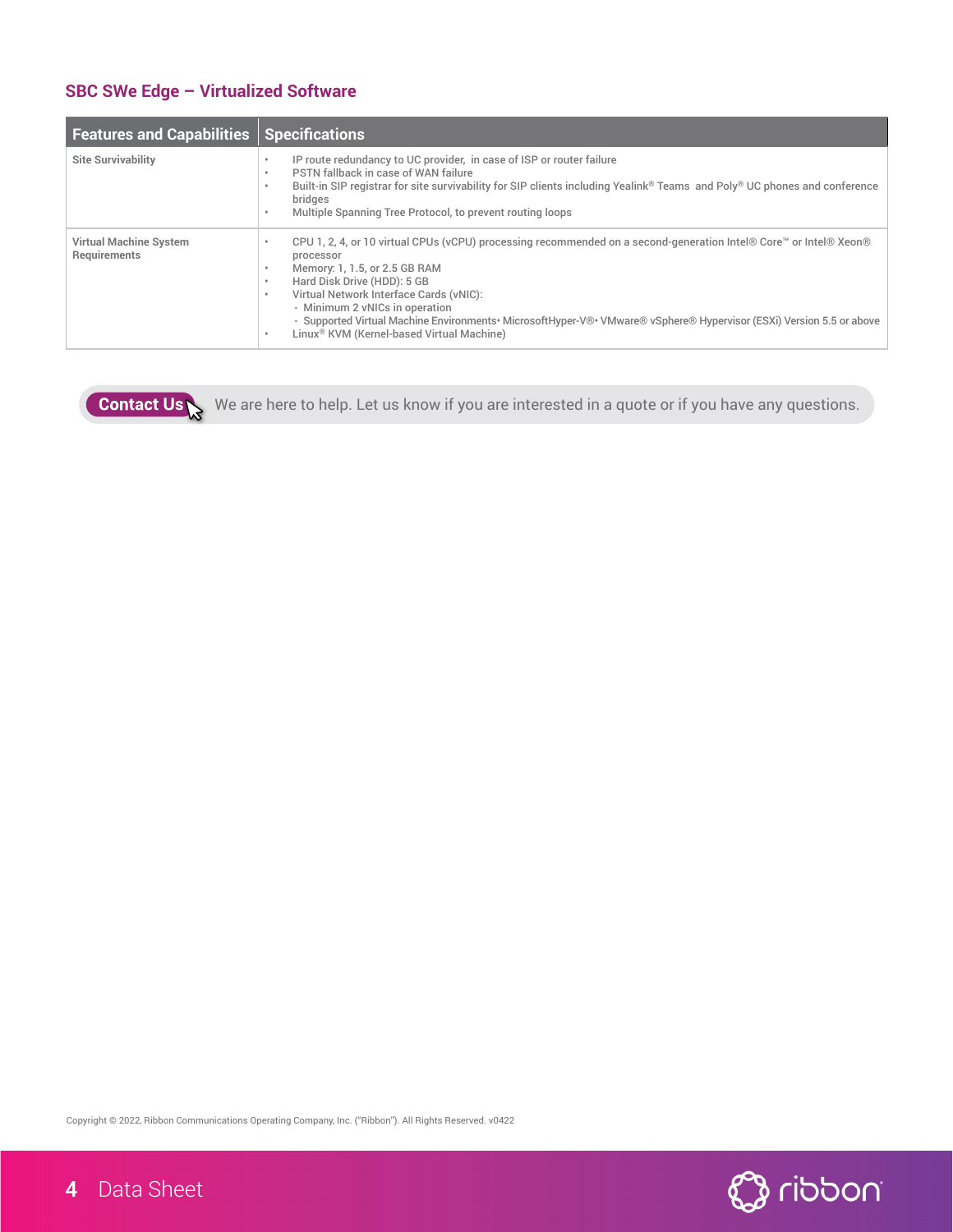## SBC SWe Edge – Virtualized Software

| Features and Capabilities | Specifications |
| --- | --- |
| Site Survivability | • IP route redundancy to UC provider, in case of ISP or router failure<br>• PSTN fallback in case of WAN failure<br>• Built-in SIP registrar for site survivability for SIP clients including Yealink® Teams and Poly® UC phones and conference bridges<br>• Multiple Spanning Tree Protocol, to prevent routing loops |
| Virtual Machine System Requirements | • CPU 1, 2, 4, or 10 virtual CPUs (vCPU) processing recommended on a second-generation Intel® Core™ or Intel® Xeon® processor<br>• Memory: 1, 1.5, or 2.5 GB RAM<br>• Hard Disk Drive (HDD): 5 GB<br>• Virtual Network Interface Cards (vNIC):<br>- Minimum 2 vNICs in operation<br>- Supported Virtual Machine Environments• MicrosoftHyper-V®• VMware® vSphere® Hypervisor (ESXi) Version 5.5 or above<br>• Linux® KVM (Kernel-based Virtual Machine) |

**Contact Us** We are here to help. Let us know if you are interested in a quote or if you have any questions.

Copyright © 2022, Ribbon Communications Operating Company, Inc. ("Ribbon"). All Rights Reserved. v0422